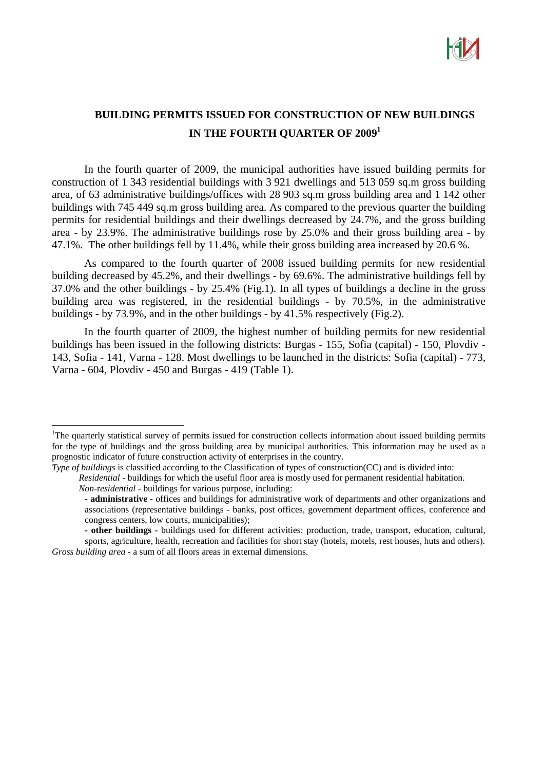# BUILDING PERMITS ISSUED FOR CONSTRUCTION OF NEW BUILDINGS IN THE FOURTH QUARTER OF 2009[1]

In the fourth quarter of 2009, the municipal authorities have issued building permits for construction of 1 343 residential buildings with 3 921 dwellings and 513 059 sq.m gross building area, of 63 administrative buildings/offices with 28 903 sq.m gross building area and 1 142 other buildings with 745 449 sq.m gross building area. As compared to the previous quarter the building permits for residential buildings and their dwellings decreased by 24.7%, and the gross building area - by 23.9%. The administrative buildings rose by 25.0% and their gross building area - by 47.1%. The other buildings fell by 11.4%, while their gross building area increased by 20.6 %.

As compared to the fourth quarter of 2008 issued building permits for new residential building decreased by 45.2%, and their dwellings - by 69.6%. The administrative buildings fell by 37.0% and the other buildings - by 25.4% (Fig.1). In all types of buildings a decline in the gross building area was registered, in the residential buildings - by 70.5%, in the administrative buildings - by 73.9%, and in the other buildings - by 41.5% respectively (Fig.2).

In the fourth quarter of 2009, the highest number of building permits for new residential buildings has been issued in the following districts: Burgas - 155, Sofia (capital) - 150, Plovdiv - 143, Sofia - 141, Varna - 128. Most dwellings to be launched in the districts: Sofia (capital) - 773, Varna - 604, Plovdiv - 450 and Burgas - 419 (Table 1).

---

[1]The quarterly statistical survey of permits issued for construction collects information about issued building permits for the type of buildings and the gross building area by municipal authorities. This information may be used as a prognostic indicator of future construction activity of enterprises in the country.

*Type of buildings* is classified according to the Classification of types of construction(CC) and is divided into:

*Residential* - buildings for which the useful floor area is mostly used for permanent residential habitation.

*Non-residential* - buildings for various purpose, including:

- **administrative** - offices and buildings for administrative work of departments and other organizations and associations (representative buildings - banks, post offices, government department offices, conference and congress centers, low courts, municipalities);
- **other buildings** - buildings used for different activities: production, trade, transport, education, cultural, sports, agriculture, health, recreation and facilities for short stay (hotels, motels, rest houses, huts and others).

*Gross building area* - a sum of all floors areas in external dimensions.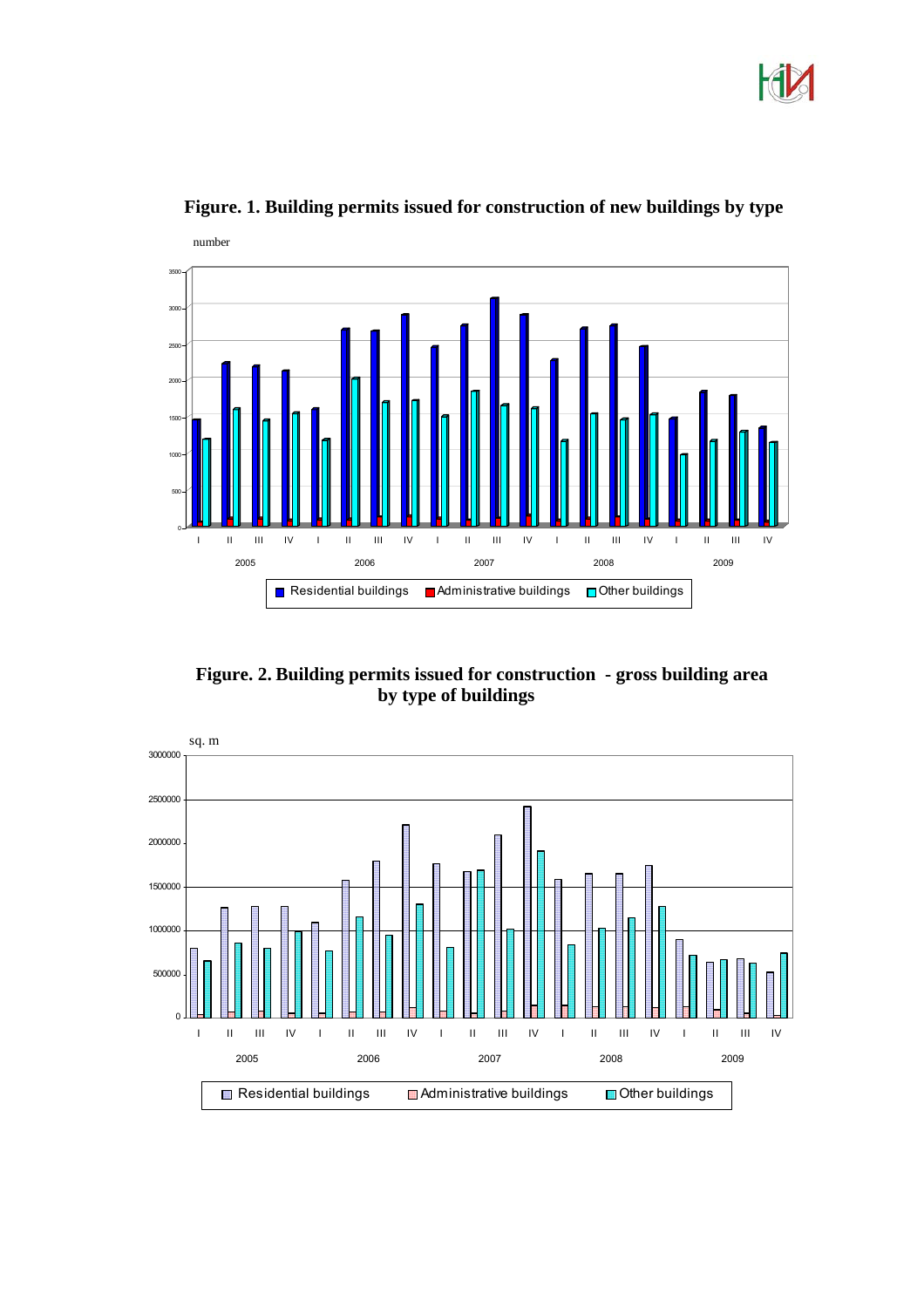**Figure. 1. Building permits issued for construction of new buildings by type**

number

3500
3000
2500
2000
1500
1000
500
0

I II III IV I II III IV I II III IV I II III IV I II III IV

2005 2006 2007 2008 2009

Residential buildings Administrative buildings Other buildings

**Figure. 2. Building permits issued for construction - gross building area by type of buildings**

sq. m

3000000
2500000
2000000
1500000
1000000
500000
0

I II III IV I II III IV I II III IV I II III IV I II III IV

2005 2006 2007 2008 2009

Residential buildings Administrative buildings Other buildings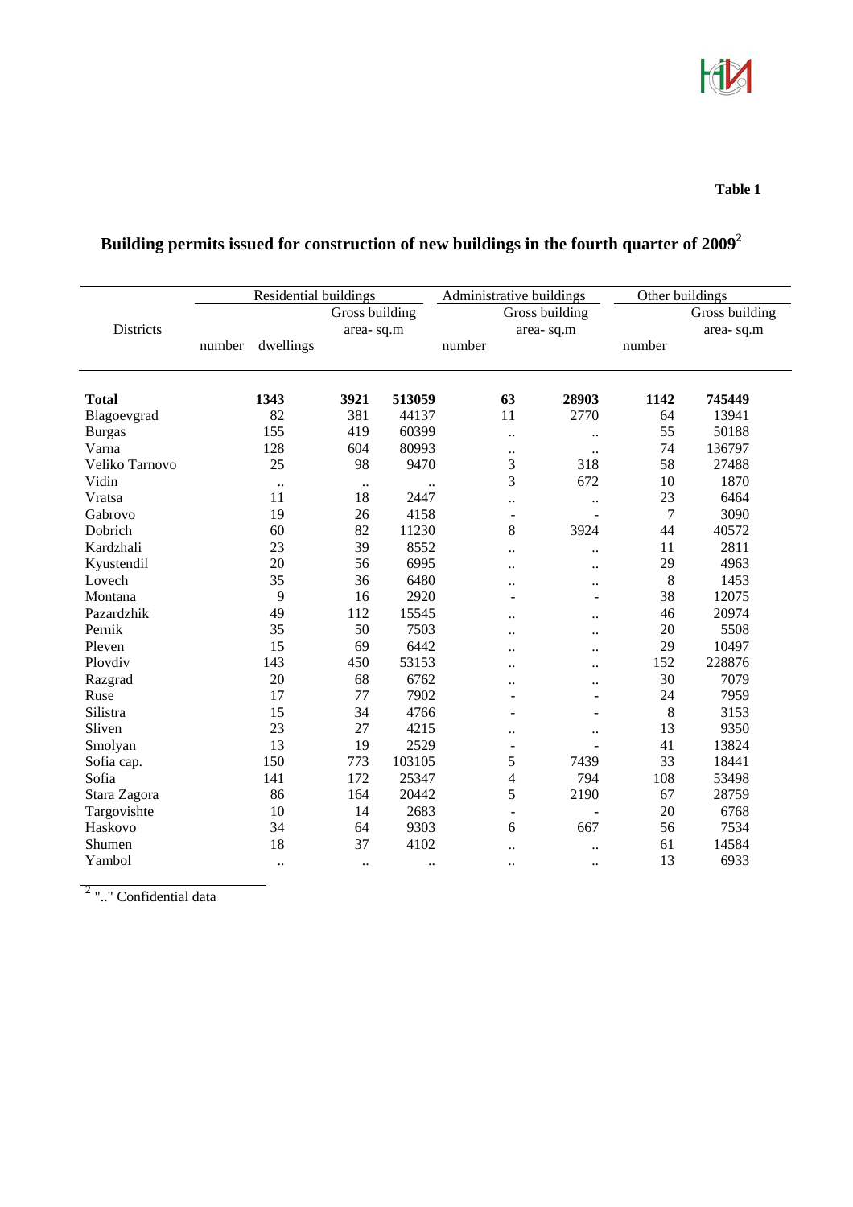**Table 1**

# Building permits issued for construction of new buildings in the fourth quarter of 2009[2]

| Districts | Residential buildings | | | Administrative buildings | | Other buildings | |
|---|---|---|---|---|---|---|---|
| | number | dwellings | Gross building area- sq.m | number | Gross building area- sq.m | number | Gross building area- sq.m |
| **Total** | **1343** | **3921** | **513059** | **63** | **28903** | **1142** | **745449** |
| Blagoevgrad | 82 | 381 | 44137 | 11 | 2770 | 64 | 13941 |
| Burgas | 155 | 419 | 60399 | .. | .. | 55 | 50188 |
| Varna | 128 | 604 | 80993 | .. | .. | 74 | 136797 |
| Veliko Tarnovo | 25 | 98 | 9470 | 3 | 318 | 58 | 27488 |
| Vidin | .. | .. | .. | 3 | 672 | 10 | 1870 |
| Vratsa | 11 | 18 | 2447 | .. | .. | 23 | 6464 |
| Gabrovo | 19 | 26 | 4158 | - | - | 7 | 3090 |
| Dobrich | 60 | 82 | 11230 | 8 | 3924 | 44 | 40572 |
| Kardzhali | 23 | 39 | 8552 | .. | .. | 11 | 2811 |
| Kyustendil | 20 | 56 | 6995 | .. | .. | 29 | 4963 |
| Lovech | 35 | 36 | 6480 | .. | .. | 8 | 1453 |
| Montana | 9 | 16 | 2920 | - | - | 38 | 12075 |
| Pazardzhik | 49 | 112 | 15545 | .. | .. | 46 | 20974 |
| Pernik | 35 | 50 | 7503 | .. | .. | 20 | 5508 |
| Pleven | 15 | 69 | 6442 | .. | .. | 29 | 10497 |
| Plovdiv | 143 | 450 | 53153 | .. | .. | 152 | 228876 |
| Razgrad | 20 | 68 | 6762 | .. | .. | 30 | 7079 |
| Ruse | 17 | 77 | 7902 | - | - | 24 | 7959 |
| Silistra | 15 | 34 | 4766 | - | - | 8 | 3153 |
| Sliven | 23 | 27 | 4215 | .. | .. | 13 | 9350 |
| Smolyan | 13 | 19 | 2529 | - | - | 41 | 13824 |
| Sofia cap. | 150 | 773 | 103105 | 5 | 7439 | 33 | 18441 |
| Sofia | 141 | 172 | 25347 | 4 | 794 | 108 | 53498 |
| Stara Zagora | 86 | 164 | 20442 | 5 | 2190 | 67 | 28759 |
| Targovishte | 10 | 14 | 2683 | - | - | 20 | 6768 |
| Haskovo | 34 | 64 | 9303 | 6 | 667 | 56 | 7534 |
| Shumen | 18 | 37 | 4102 | .. | .. | 61 | 14584 |
| Yambol | .. | .. | .. | .. | .. | 13 | 6933 |

[2] ".." Confidential data